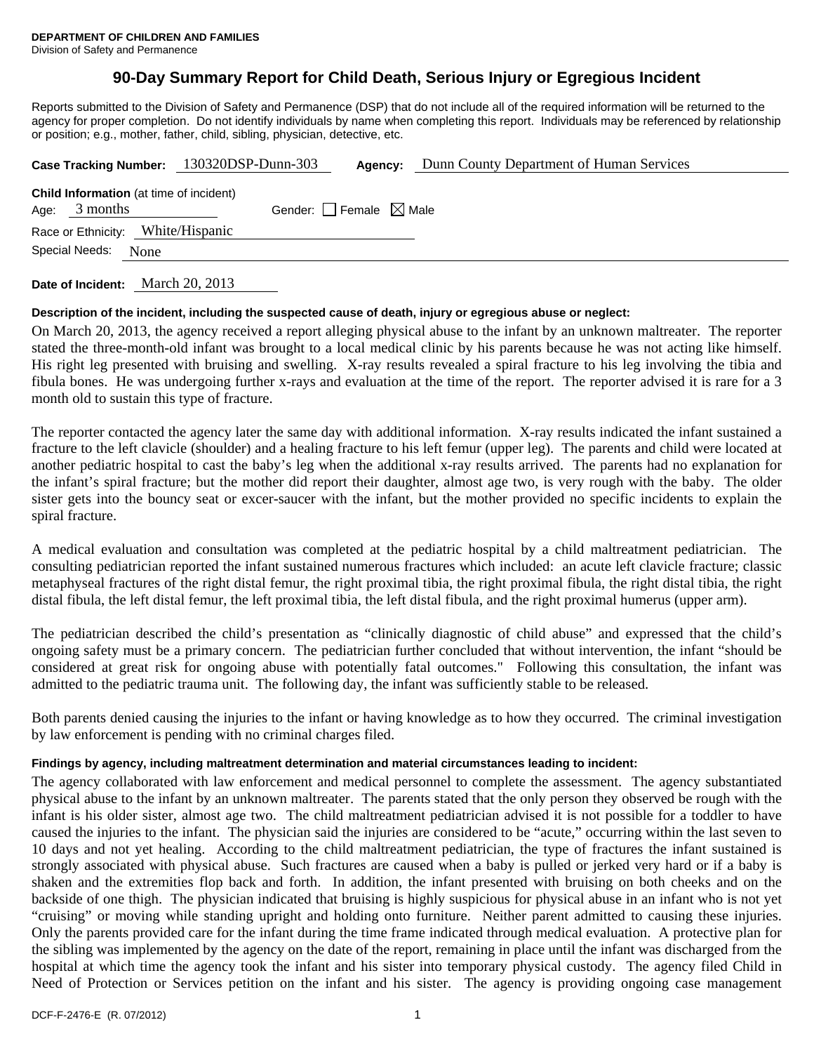**DEPARTMENT OF CHILDREN AND FAMILIES**
Division of Safety and Permanence

# 90-Day Summary Report for Child Death, Serious Injury or Egregious Incident

Reports submitted to the Division of Safety and Permanence (DSP) that do not include all of the required information will be returned to the agency for proper completion. Do not identify individuals by name when completing this report. Individuals may be referenced by relationship or position; e.g., mother, father, child, sibling, physician, detective, etc.

**Case Tracking Number:** 130320DSP-Dunn-303 **Agency:** Dunn County Department of Human Services

**Child Information** (at time of incident)

Age: 3 months Gender: ☐ Female ☒ Male

Race or Ethnicity: White/Hispanic

Special Needs: None

**Date of Incident:** March 20, 2013

**Description of the incident, including the suspected cause of death, injury or egregious abuse or neglect:**

On March 20, 2013, the agency received a report alleging physical abuse to the infant by an unknown maltreater. The reporter stated the three-month-old infant was brought to a local medical clinic by his parents because he was not acting like himself. His right leg presented with bruising and swelling. X-ray results revealed a spiral fracture to his leg involving the tibia and fibula bones. He was undergoing further x-rays and evaluation at the time of the report. The reporter advised it is rare for a 3 month old to sustain this type of fracture.

The reporter contacted the agency later the same day with additional information. X-ray results indicated the infant sustained a fracture to the left clavicle (shoulder) and a healing fracture to his left femur (upper leg). The parents and child were located at another pediatric hospital to cast the baby's leg when the additional x-ray results arrived. The parents had no explanation for the infant's spiral fracture; but the mother did report their daughter, almost age two, is very rough with the baby. The older sister gets into the bouncy seat or excer-saucer with the infant, but the mother provided no specific incidents to explain the spiral fracture.

A medical evaluation and consultation was completed at the pediatric hospital by a child maltreatment pediatrician. The consulting pediatrician reported the infant sustained numerous fractures which included: an acute left clavicle fracture; classic metaphyseal fractures of the right distal femur, the right proximal tibia, the right proximal fibula, the right distal tibia, the right distal fibula, the left distal femur, the left proximal tibia, the left distal fibula, and the right proximal humerus (upper arm).

The pediatrician described the child's presentation as "clinically diagnostic of child abuse" and expressed that the child's ongoing safety must be a primary concern. The pediatrician further concluded that without intervention, the infant "should be considered at great risk for ongoing abuse with potentially fatal outcomes." Following this consultation, the infant was admitted to the pediatric trauma unit. The following day, the infant was sufficiently stable to be released.

Both parents denied causing the injuries to the infant or having knowledge as to how they occurred. The criminal investigation by law enforcement is pending with no criminal charges filed.

**Findings by agency, including maltreatment determination and material circumstances leading to incident:**

The agency collaborated with law enforcement and medical personnel to complete the assessment. The agency substantiated physical abuse to the infant by an unknown maltreater. The parents stated that the only person they observed be rough with the infant is his older sister, almost age two. The child maltreatment pediatrician advised it is not possible for a toddler to have caused the injuries to the infant. The physician said the injuries are considered to be "acute," occurring within the last seven to 10 days and not yet healing. According to the child maltreatment pediatrician, the type of fractures the infant sustained is strongly associated with physical abuse. Such fractures are caused when a baby is pulled or jerked very hard or if a baby is shaken and the extremities flop back and forth. In addition, the infant presented with bruising on both cheeks and on the backside of one thigh. The physician indicated that bruising is highly suspicious for physical abuse in an infant who is not yet "cruising" or moving while standing upright and holding onto furniture. Neither parent admitted to causing these injuries. Only the parents provided care for the infant during the time frame indicated through medical evaluation. A protective plan for the sibling was implemented by the agency on the date of the report, remaining in place until the infant was discharged from the hospital at which time the agency took the infant and his sister into temporary physical custody. The agency filed Child in Need of Protection or Services petition on the infant and his sister. The agency is providing ongoing case management

DCF-F-2476-E (R. 07/2012)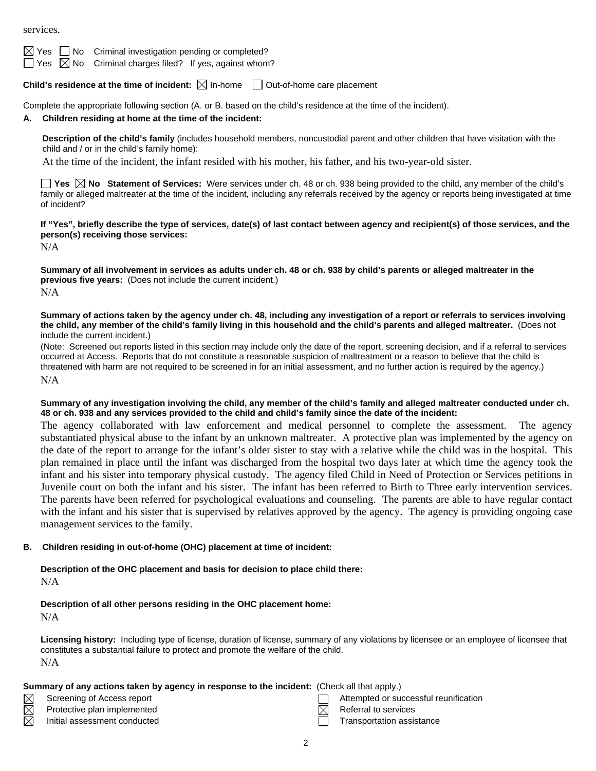services.

☒ Yes ☐ No Criminal investigation pending or completed?
☐ Yes ☒ No Criminal charges filed? If yes, against whom?

**Child's residence at the time of incident:** ☒ In-home ☐ Out-of-home care placement

Complete the appropriate following section (A. or B. based on the child's residence at the time of the incident).

**A. Children residing at home at the time of the incident:**

**Description of the child's family** (includes household members, noncustodial parent and other children that have visitation with the child and / or in the child's family home):

At the time of the incident, the infant resided with his mother, his father, and his two-year-old sister.

☐ **Yes** ☒ **No Statement of Services:** Were services under ch. 48 or ch. 938 being provided to the child, any member of the child's family or alleged maltreater at the time of the incident, including any referrals received by the agency or reports being investigated at time of incident?

**If "Yes", briefly describe the type of services, date(s) of last contact between agency and recipient(s) of those services, and the person(s) receiving those services:**

N/A

**Summary of all involvement in services as adults under ch. 48 or ch. 938 by child's parents or alleged maltreater in the previous five years:** (Does not include the current incident.)

N/A

**Summary of actions taken by the agency under ch. 48, including any investigation of a report or referrals to services involving the child, any member of the child's family living in this household and the child's parents and alleged maltreater.** (Does not include the current incident.)

(Note: Screened out reports listed in this section may include only the date of the report, screening decision, and if a referral to services occurred at Access. Reports that do not constitute a reasonable suspicion of maltreatment or a reason to believe that the child is threatened with harm are not required to be screened in for an initial assessment, and no further action is required by the agency.)

N/A

**Summary of any investigation involving the child, any member of the child's family and alleged maltreater conducted under ch. 48 or ch. 938 and any services provided to the child and child's family since the date of the incident:**

The agency collaborated with law enforcement and medical personnel to complete the assessment. The agency substantiated physical abuse to the infant by an unknown maltreater. A protective plan was implemented by the agency on the date of the report to arrange for the infant's older sister to stay with a relative while the child was in the hospital. This plan remained in place until the infant was discharged from the hospital two days later at which time the agency took the infant and his sister into temporary physical custody. The agency filed Child in Need of Protection or Services petitions in Juvenile court on both the infant and his sister. The infant has been referred to Birth to Three early intervention services. The parents have been referred for psychological evaluations and counseling. The parents are able to have regular contact with the infant and his sister that is supervised by relatives approved by the agency. The agency is providing ongoing case management services to the family.

**B. Children residing in out-of-home (OHC) placement at time of incident:**

**Description of the OHC placement and basis for decision to place child there:**

N/A

**Description of all other persons residing in the OHC placement home:**

N/A

**Licensing history:** Including type of license, duration of license, summary of any violations by licensee or an employee of licensee that constitutes a substantial failure to protect and promote the welfare of the child.

N/A

**Summary of any actions taken by agency in response to the incident:** (Check all that apply.)

☒ Screening of Access report
☒ Protective plan implemented
☒ Initial assessment conducted
☐ Attempted or successful reunification
☒ Referral to services
☐ Transportation assistance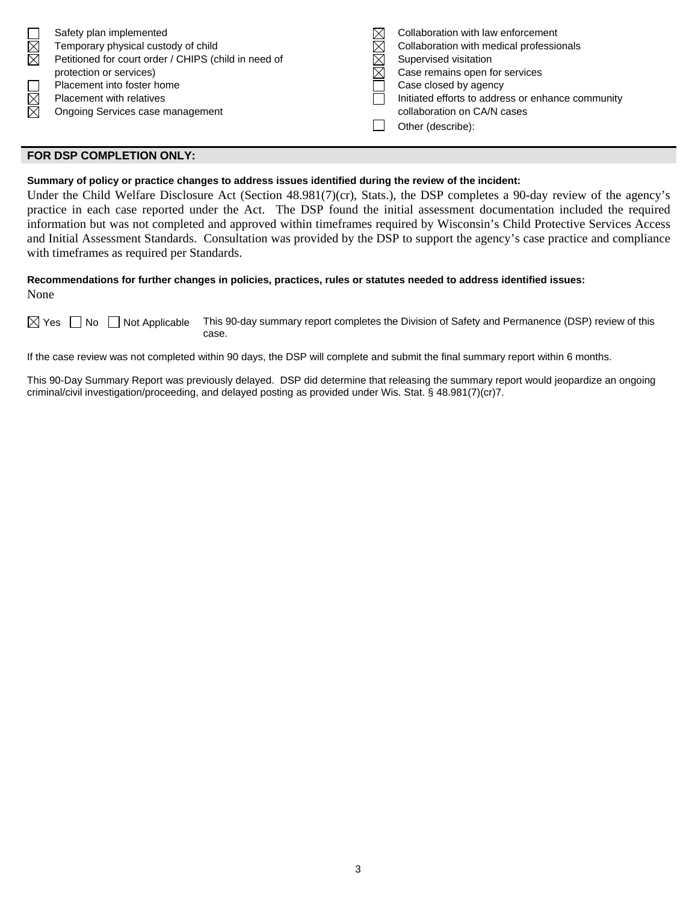- [ ] Safety plan implemented
- [x] Temporary physical custody of child
- [x] Petitioned for court order / CHIPS (child in need of protection or services)
- [ ] Placement into foster home
- [x] Placement with relatives
- [x] Ongoing Services case management
- [x] Collaboration with law enforcement
- [x] Collaboration with medical professionals
- [x] Supervised visitation
- [x] Case remains open for services
- [ ] Case closed by agency
- [ ] Initiated efforts to address or enhance community collaboration on CA/N cases
- [ ] Other (describe):

## FOR DSP COMPLETION ONLY:

**Summary of policy or practice changes to address issues identified during the review of the incident:**

Under the Child Welfare Disclosure Act (Section 48.981(7)(cr), Stats.), the DSP completes a 90-day review of the agency's practice in each case reported under the Act. The DSP found the initial assessment documentation included the required information but was not completed and approved within timeframes required by Wisconsin's Child Protective Services Access and Initial Assessment Standards. Consultation was provided by the DSP to support the agency's case practice and compliance with timeframes as required per Standards.

**Recommendations for further changes in policies, practices, rules or statutes needed to address identified issues:**

None

[x] Yes [ ] No [ ] Not Applicable — This 90-day summary report completes the Division of Safety and Permanence (DSP) review of this case.

If the case review was not completed within 90 days, the DSP will complete and submit the final summary report within 6 months.

This 90-Day Summary Report was previously delayed. DSP did determine that releasing the summary report would jeopardize an ongoing criminal/civil investigation/proceeding, and delayed posting as provided under Wis. Stat. § 48.981(7)(cr)7.